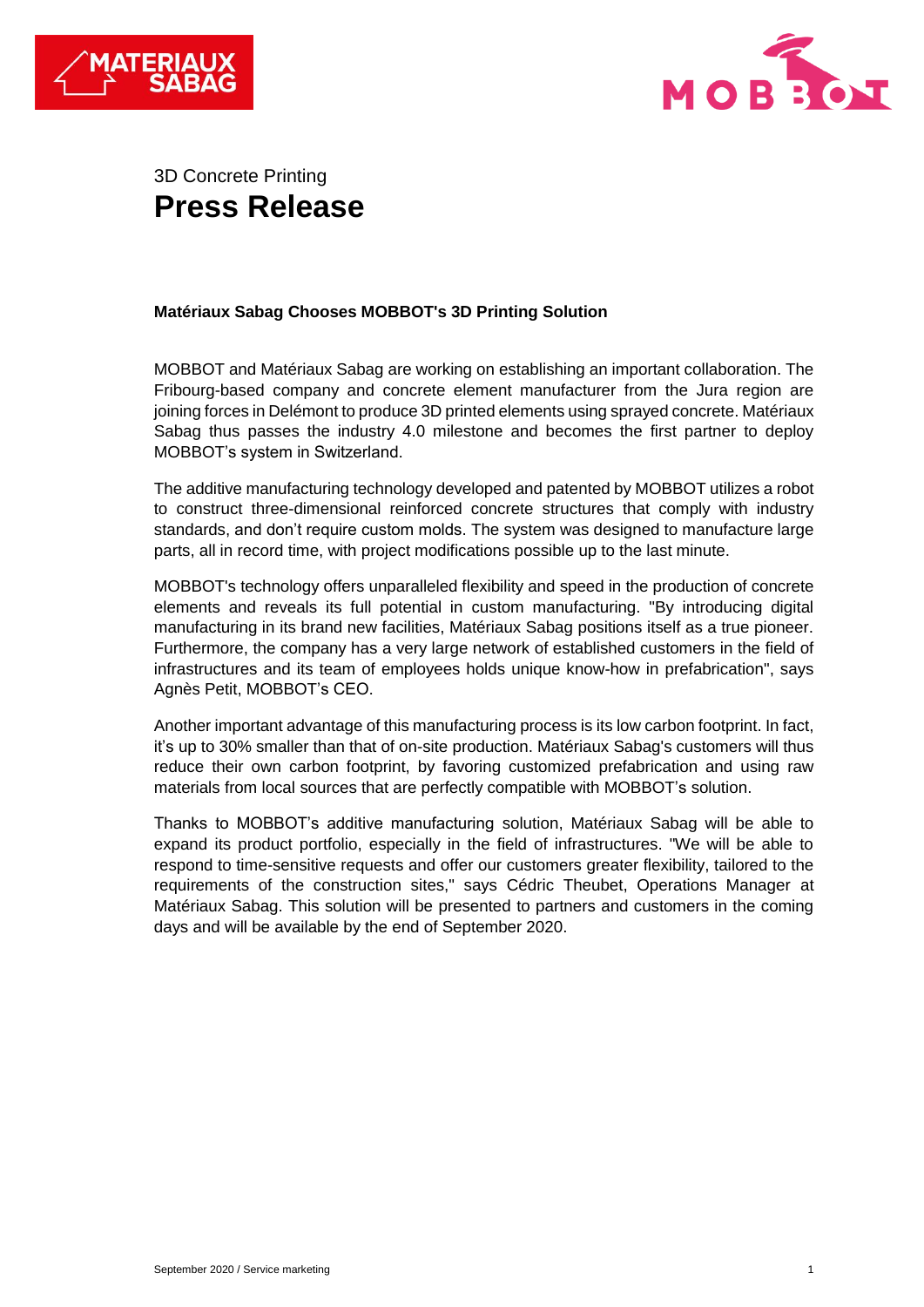3D Concrete Printing

# Press Release

**Matériaux Sabag Chooses MOBBOT's 3D Printing Solution**

MOBBOT and Matériaux Sabag are working on establishing an important collaboration. The Fribourg-based company and concrete element manufacturer from the Jura region are joining forces in Delémont to produce 3D printed elements using sprayed concrete. Matériaux Sabag thus passes the industry 4.0 milestone and becomes the first partner to deploy MOBBOT's system in Switzerland.

The additive manufacturing technology developed and patented by MOBBOT utilizes a robot to construct three-dimensional reinforced concrete structures that comply with industry standards, and don't require custom molds. The system was designed to manufacture large parts, all in record time, with project modifications possible up to the last minute.

MOBBOT's technology offers unparalleled flexibility and speed in the production of concrete elements and reveals its full potential in custom manufacturing. "By introducing digital manufacturing in its brand new facilities, Matériaux Sabag positions itself as a true pioneer. Furthermore, the company has a very large network of established customers in the field of infrastructures and its team of employees holds unique know-how in prefabrication", says Agnès Petit, MOBBOT's CEO.

Another important advantage of this manufacturing process is its low carbon footprint. In fact, it's up to 30% smaller than that of on-site production. Matériaux Sabag's customers will thus reduce their own carbon footprint, by favoring customized prefabrication and using raw materials from local sources that are perfectly compatible with MOBBOT's solution.

Thanks to MOBBOT's additive manufacturing solution, Matériaux Sabag will be able to expand its product portfolio, especially in the field of infrastructures. "We will be able to respond to time-sensitive requests and offer our customers greater flexibility, tailored to the requirements of the construction sites," says Cédric Theubet, Operations Manager at Matériaux Sabag. This solution will be presented to partners and customers in the coming days and will be available by the end of September 2020.

September 2020 / Service marketing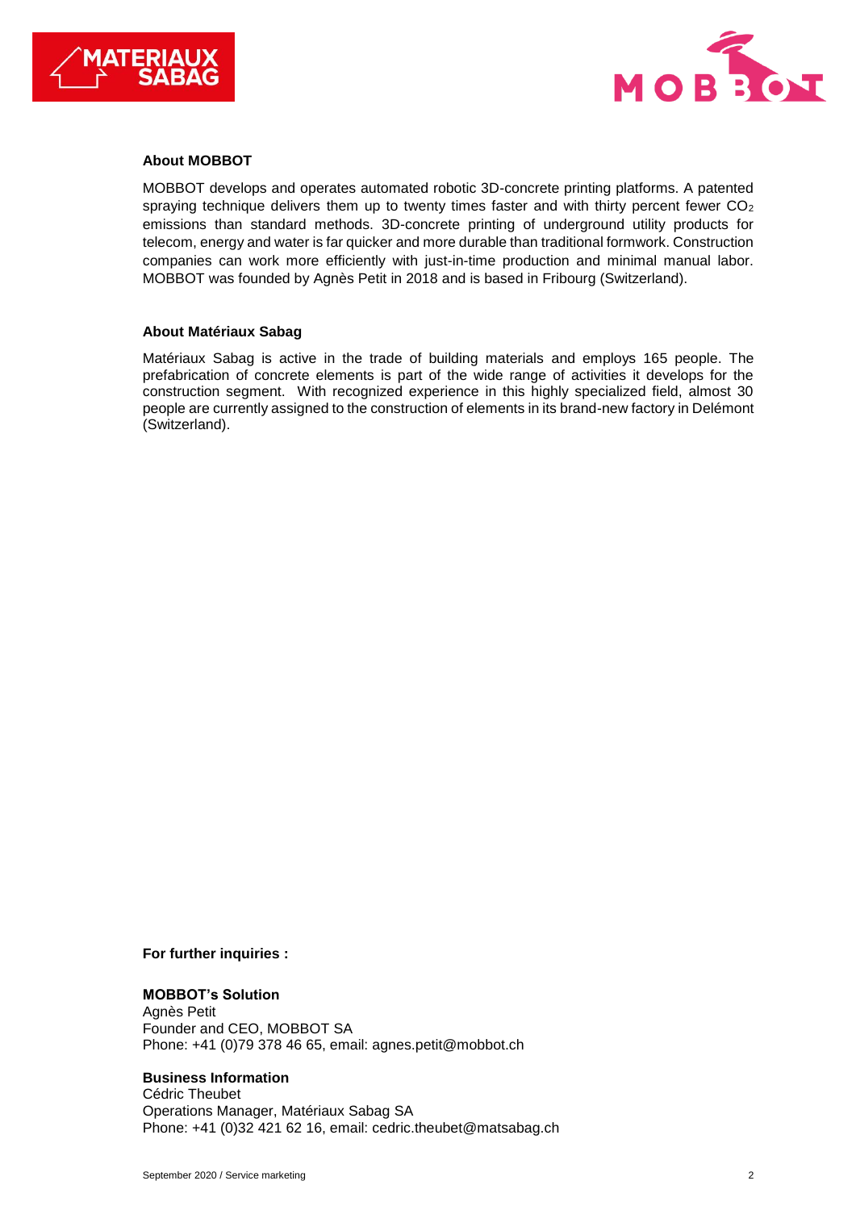**About MOBBOT**

MOBBOT develops and operates automated robotic 3D-concrete printing platforms. A patented spraying technique delivers them up to twenty times faster and with thirty percent fewer $CO_2$ emissions than standard methods. 3D-concrete printing of underground utility products for telecom, energy and water is far quicker and more durable than traditional formwork. Construction companies can work more efficiently with just-in-time production and minimal manual labor. MOBBOT was founded by Agnès Petit in 2018 and is based in Fribourg (Switzerland).

**About Matériaux Sabag**

Matériaux Sabag is active in the trade of building materials and employs 165 people. The prefabrication of concrete elements is part of the wide range of activities it develops for the construction segment. With recognized experience in this highly specialized field, almost 30 people are currently assigned to the construction of elements in its brand-new factory in Delémont (Switzerland).

**For further inquiries :**

**MOBBOT's Solution**
Agnès Petit
Founder and CEO, MOBBOT SA
Phone: +41 (0)79 378 46 65, email: agnes.petit@mobbot.ch

**Business Information**
Cédric Theubet
Operations Manager, Matériaux Sabag SA
Phone: +41 (0)32 421 62 16, email: cedric.theubet@matsabag.ch

September 2020 / Service marketing